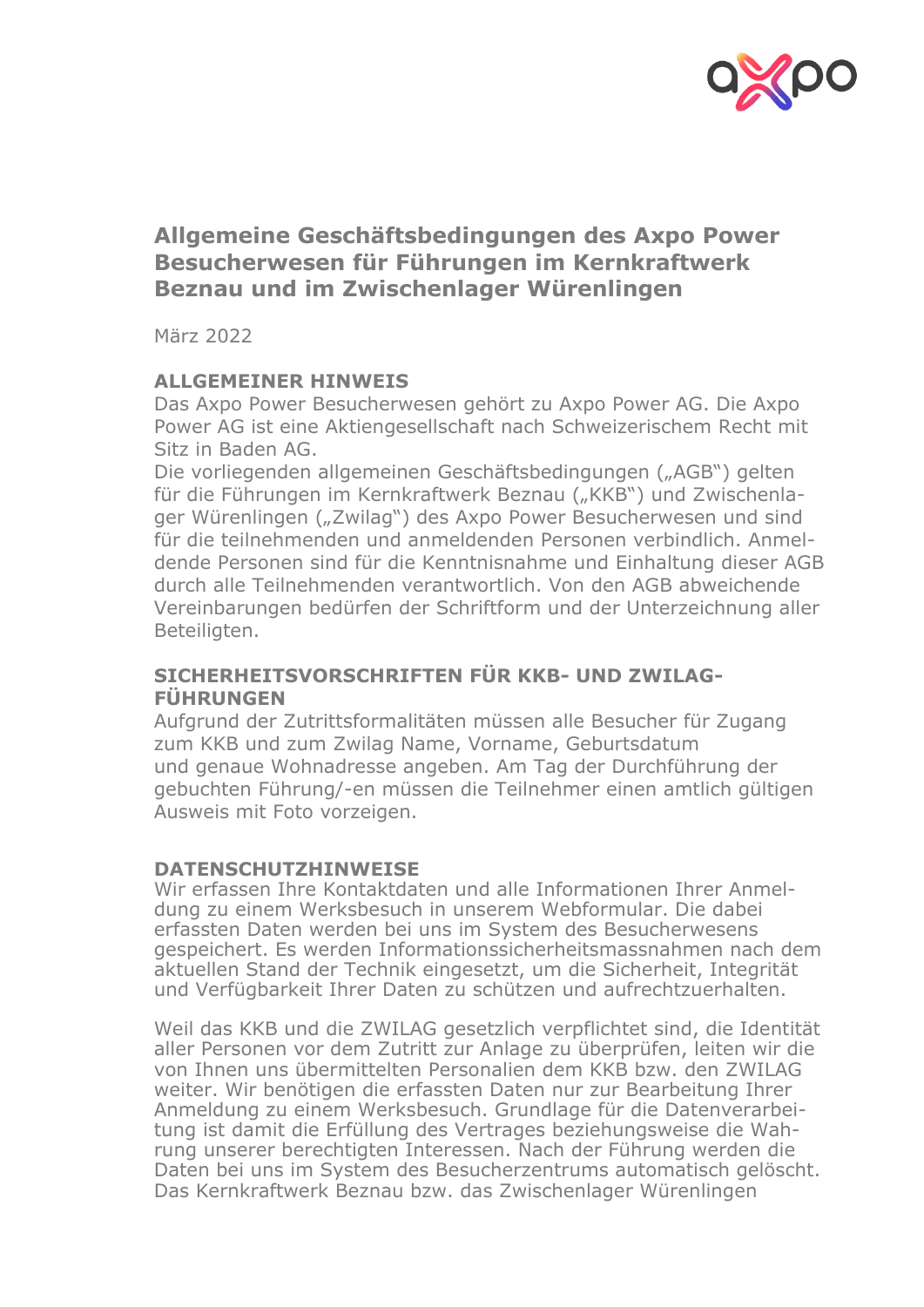# Allgemeine Geschäftsbedingungen des Axpo Power Besucherwesen für Führungen im Kernkraftwerk Beznau und im Zwischenlager Würenlingen

März 2022

## ALLGEMEINER HINWEIS

Das Axpo Power Besucherwesen gehört zu Axpo Power AG. Die Axpo Power AG ist eine Aktiengesellschaft nach Schweizerischem Recht mit Sitz in Baden AG.

Die vorliegenden allgemeinen Geschäftsbedingungen („AGB") gelten für die Führungen im Kernkraftwerk Beznau („KKB") und Zwischenlager Würenlingen („Zwilag") des Axpo Power Besucherwesen und sind für die teilnehmenden und anmeldenden Personen verbindlich. Anmeldende Personen sind für die Kenntnisnahme und Einhaltung dieser AGB durch alle Teilnehmenden verantwortlich. Von den AGB abweichende Vereinbarungen bedürfen der Schriftform und der Unterzeichnung aller Beteiligten.

## SICHERHEITSVORSCHRIFTEN FÜR KKB- UND ZWILAG-FÜHRUNGEN

Aufgrund der Zutrittsformalitäten müssen alle Besucher für Zugang zum KKB und zum Zwilag Name, Vorname, Geburtsdatum und genaue Wohnadresse angeben. Am Tag der Durchführung der gebuchten Führung/-en müssen die Teilnehmer einen amtlich gültigen Ausweis mit Foto vorzeigen.

## DATENSCHUTZHINWEISE

Wir erfassen Ihre Kontaktdaten und alle Informationen Ihrer Anmeldung zu einem Werksbesuch in unserem Webformular. Die dabei erfassten Daten werden bei uns im System des Besucherwesens gespeichert. Es werden Informationssicherheitsmassnahmen nach dem aktuellen Stand der Technik eingesetzt, um die Sicherheit, Integrität und Verfügbarkeit Ihrer Daten zu schützen und aufrechtzuerhalten.

Weil das KKB und die ZWILAG gesetzlich verpflichtet sind, die Identität aller Personen vor dem Zutritt zur Anlage zu überprüfen, leiten wir die von Ihnen uns übermittelten Personalien dem KKB bzw. den ZWILAG weiter. Wir benötigen die erfassten Daten nur zur Bearbeitung Ihrer Anmeldung zu einem Werksbesuch. Grundlage für die Datenverarbeitung ist damit die Erfüllung des Vertrages beziehungsweise die Wahrung unserer berechtigten Interessen. Nach der Führung werden die Daten bei uns im System des Besucherzentrums automatisch gelöscht. Das Kernkraftwerk Beznau bzw. das Zwischenlager Würenlingen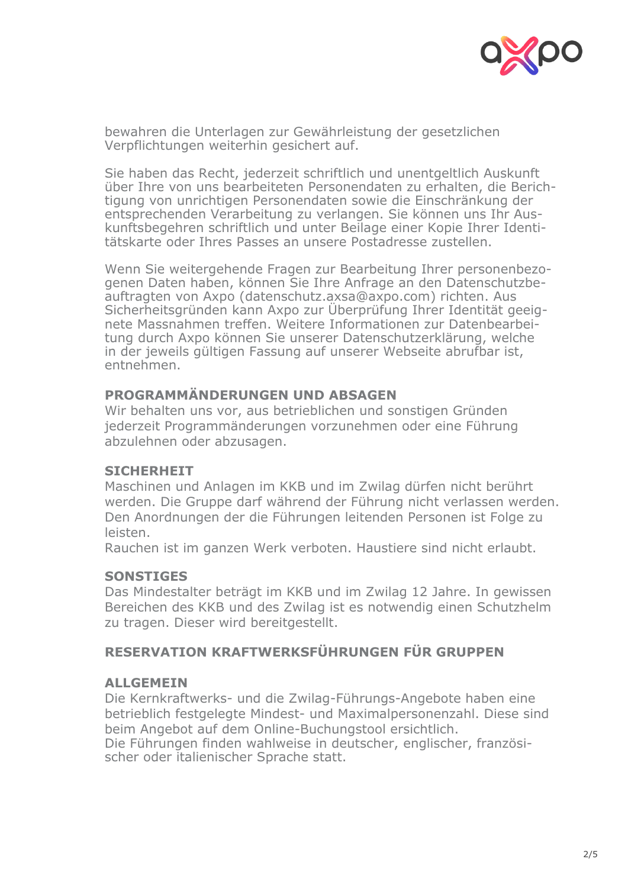bewahren die Unterlagen zur Gewährleistung der gesetzlichen Verpflichtungen weiterhin gesichert auf.

Sie haben das Recht, jederzeit schriftlich und unentgeltlich Auskunft über Ihre von uns bearbeiteten Personendaten zu erhalten, die Berichtigung von unrichtigen Personendaten sowie die Einschränkung der entsprechenden Verarbeitung zu verlangen. Sie können uns Ihr Auskunftsbegehren schriftlich und unter Beilage einer Kopie Ihrer Identitätskarte oder Ihres Passes an unsere Postadresse zustellen.

Wenn Sie weitergehende Fragen zur Bearbeitung Ihrer personenbezogenen Daten haben, können Sie Ihre Anfrage an den Datenschutzbeauftragten von Axpo (datenschutz.axsa@axpo.com) richten. Aus Sicherheitsgründen kann Axpo zur Überprüfung Ihrer Identität geeignete Massnahmen treffen. Weitere Informationen zur Datenbearbeitung durch Axpo können Sie unserer Datenschutzerklärung, welche in der jeweils gültigen Fassung auf unserer Webseite abrufbar ist, entnehmen.

## PROGRAMMÄNDERUNGEN UND ABSAGEN

Wir behalten uns vor, aus betrieblichen und sonstigen Gründen jederzeit Programmänderungen vorzunehmen oder eine Führung abzulehnen oder abzusagen.

## SICHERHEIT

Maschinen und Anlagen im KKB und im Zwilag dürfen nicht berührt werden. Die Gruppe darf während der Führung nicht verlassen werden. Den Anordnungen der die Führungen leitenden Personen ist Folge zu leisten.

Rauchen ist im ganzen Werk verboten. Haustiere sind nicht erlaubt.

## SONSTIGES

Das Mindestalter beträgt im KKB und im Zwilag 12 Jahre. In gewissen Bereichen des KKB und des Zwilag ist es notwendig einen Schutzhelm zu tragen. Dieser wird bereitgestellt.

# RESERVATION KRAFTWERKSFÜHRUNGEN FÜR GRUPPEN

## ALLGEMEIN

Die Kernkraftwerks- und die Zwilag-Führungs-Angebote haben eine betrieblich festgelegte Mindest- und Maximalpersonenzahl. Diese sind beim Angebot auf dem Online-Buchungstool ersichtlich.

Die Führungen finden wahlweise in deutscher, englischer, französischer oder italienischer Sprache statt.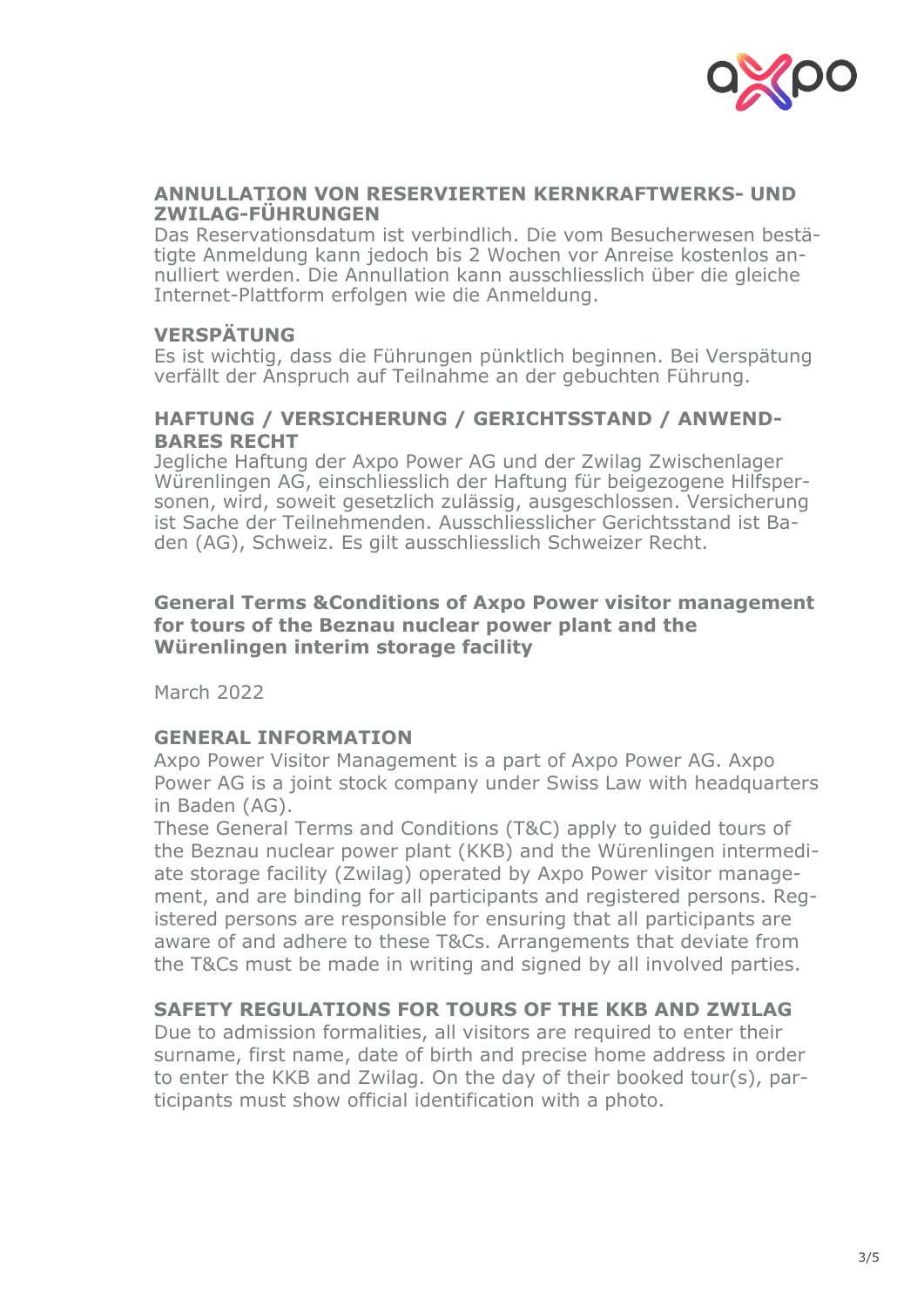### ANNULLATION VON RESERVIERTEN KERNKRAFTWERKS- UND ZWILAG-FÜHRUNGEN

Das Reservationsdatum ist verbindlich. Die vom Besucherwesen bestätigte Anmeldung kann jedoch bis 2 Wochen vor Anreise kostenlos annulliert werden. Die Annullation kann ausschliesslich über die gleiche Internet-Plattform erfolgen wie die Anmeldung.

### VERSPÄTUNG

Es ist wichtig, dass die Führungen pünktlich beginnen. Bei Verspätung verfällt der Anspruch auf Teilnahme an der gebuchten Führung.

### HAFTUNG / VERSICHERUNG / GERICHTSSTAND / ANWENDBARES RECHT

Jegliche Haftung der Axpo Power AG und der Zwilag Zwischenlager Würenlingen AG, einschliesslich der Haftung für beigezogene Hilfspersonen, wird, soweit gesetzlich zulässig, ausgeschlossen. Versicherung ist Sache der Teilnehmenden. Ausschliesslicher Gerichtsstand ist Baden (AG), Schweiz. Es gilt ausschliesslich Schweizer Recht.

## General Terms &Conditions of Axpo Power visitor management for tours of the Beznau nuclear power plant and the Würenlingen interim storage facility

March 2022

### GENERAL INFORMATION

Axpo Power Visitor Management is a part of Axpo Power AG. Axpo Power AG is a joint stock company under Swiss Law with headquarters in Baden (AG).
These General Terms and Conditions (T&C) apply to guided tours of the Beznau nuclear power plant (KKB) and the Würenlingen intermediate storage facility (Zwilag) operated by Axpo Power visitor management, and are binding for all participants and registered persons. Registered persons are responsible for ensuring that all participants are aware of and adhere to these T&Cs. Arrangements that deviate from the T&Cs must be made in writing and signed by all involved parties.

### SAFETY REGULATIONS FOR TOURS OF THE KKB AND ZWILAG

Due to admission formalities, all visitors are required to enter their surname, first name, date of birth and precise home address in order to enter the KKB and Zwilag. On the day of their booked tour(s), participants must show official identification with a photo.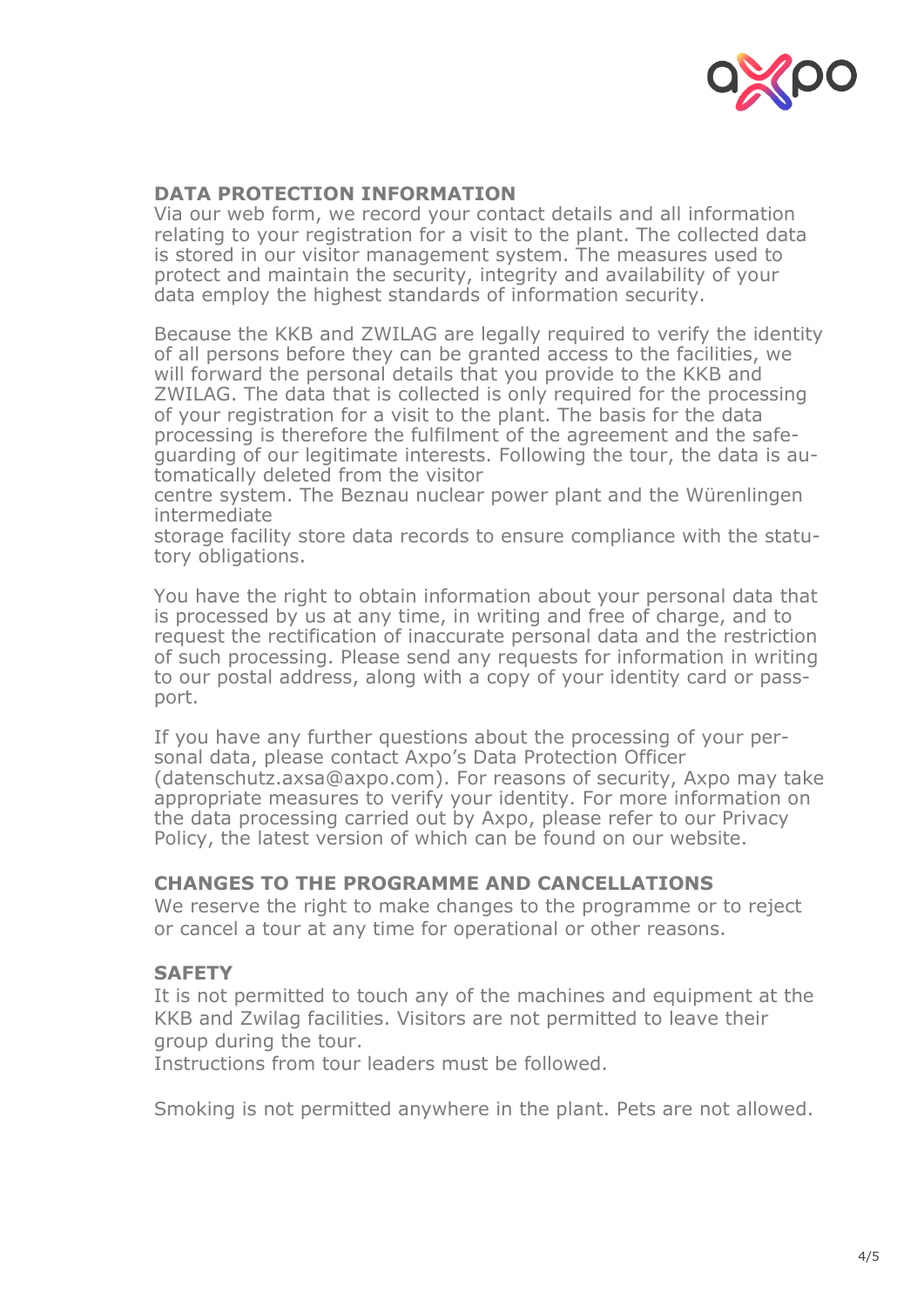## DATA PROTECTION INFORMATION

Via our web form, we record your contact details and all information relating to your registration for a visit to the plant. The collected data is stored in our visitor management system. The measures used to protect and maintain the security, integrity and availability of your data employ the highest standards of information security.

Because the KKB and ZWILAG are legally required to verify the identity of all persons before they can be granted access to the facilities, we will forward the personal details that you provide to the KKB and ZWILAG. The data that is collected is only required for the processing of your registration for a visit to the plant. The basis for the data processing is therefore the fulfilment of the agreement and the safeguarding of our legitimate interests. Following the tour, the data is automatically deleted from the visitor centre system. The Beznau nuclear power plant and the Würenlingen intermediate storage facility store data records to ensure compliance with the statutory obligations.

You have the right to obtain information about your personal data that is processed by us at any time, in writing and free of charge, and to request the rectification of inaccurate personal data and the restriction of such processing. Please send any requests for information in writing to our postal address, along with a copy of your identity card or passport.

If you have any further questions about the processing of your personal data, please contact Axpo's Data Protection Officer (datenschutz.axsa@axpo.com). For reasons of security, Axpo may take appropriate measures to verify your identity. For more information on the data processing carried out by Axpo, please refer to our Privacy Policy, the latest version of which can be found on our website.

## CHANGES TO THE PROGRAMME AND CANCELLATIONS

We reserve the right to make changes to the programme or to reject or cancel a tour at any time for operational or other reasons.

## SAFETY

It is not permitted to touch any of the machines and equipment at the KKB and Zwilag facilities. Visitors are not permitted to leave their group during the tour.
Instructions from tour leaders must be followed.

Smoking is not permitted anywhere in the plant. Pets are not allowed.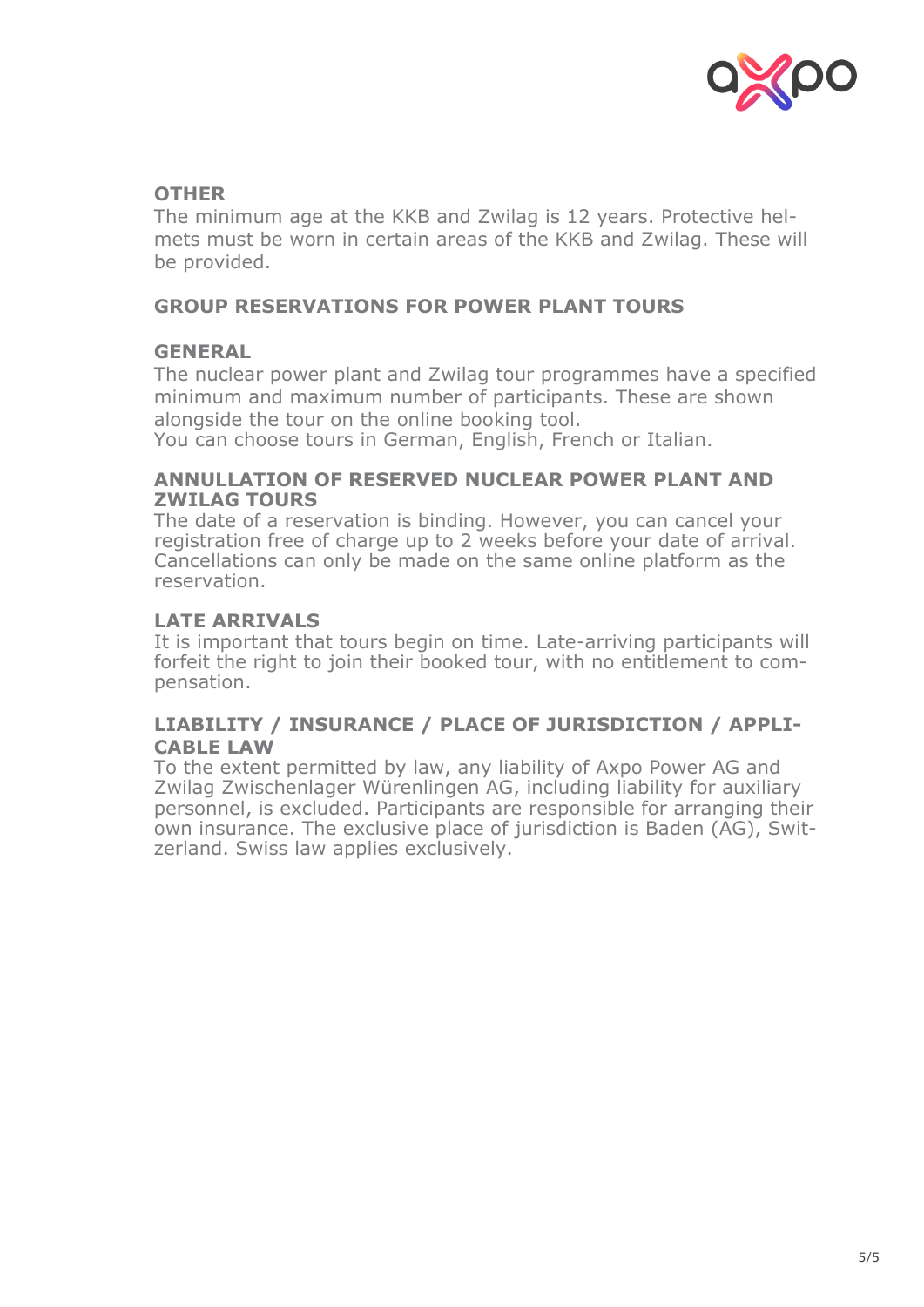## OTHER

The minimum age at the KKB and Zwilag is 12 years. Protective helmets must be worn in certain areas of the KKB and Zwilag. These will be provided.

## GROUP RESERVATIONS FOR POWER PLANT TOURS

### GENERAL

The nuclear power plant and Zwilag tour programmes have a specified minimum and maximum number of participants. These are shown alongside the tour on the online booking tool.
You can choose tours in German, English, French or Italian.

### ANNULLATION OF RESERVED NUCLEAR POWER PLANT AND ZWILAG TOURS

The date of a reservation is binding. However, you can cancel your registration free of charge up to 2 weeks before your date of arrival. Cancellations can only be made on the same online platform as the reservation.

### LATE ARRIVALS

It is important that tours begin on time. Late-arriving participants will forfeit the right to join their booked tour, with no entitlement to compensation.

### LIABILITY / INSURANCE / PLACE OF JURISDICTION / APPLICABLE LAW

To the extent permitted by law, any liability of Axpo Power AG and Zwilag Zwischenlager Würenlingen AG, including liability for auxiliary personnel, is excluded. Participants are responsible for arranging their own insurance. The exclusive place of jurisdiction is Baden (AG), Switzerland. Swiss law applies exclusively.